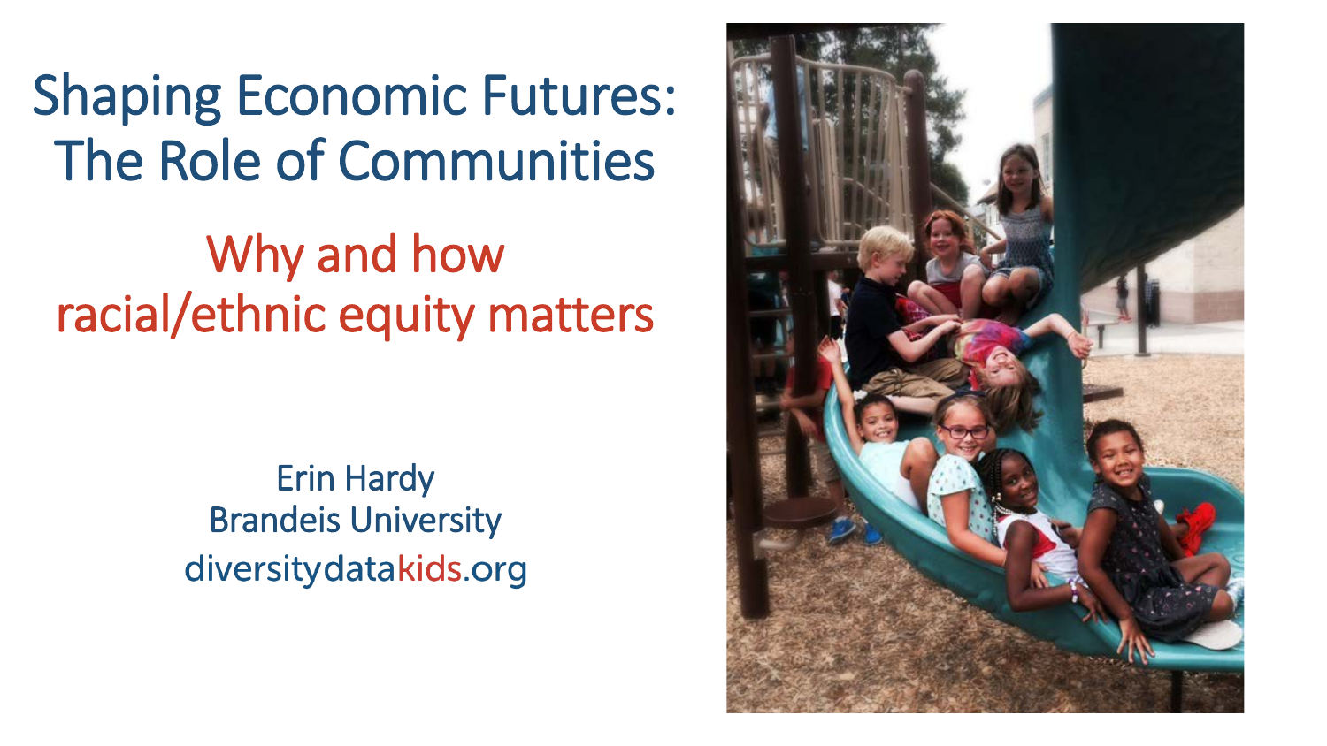# Shaping Economic Futures: The Role of Communities

## Why and how racial/ethnic equity matters

Erin Hardy
Brandeis University
diversitydatakids.org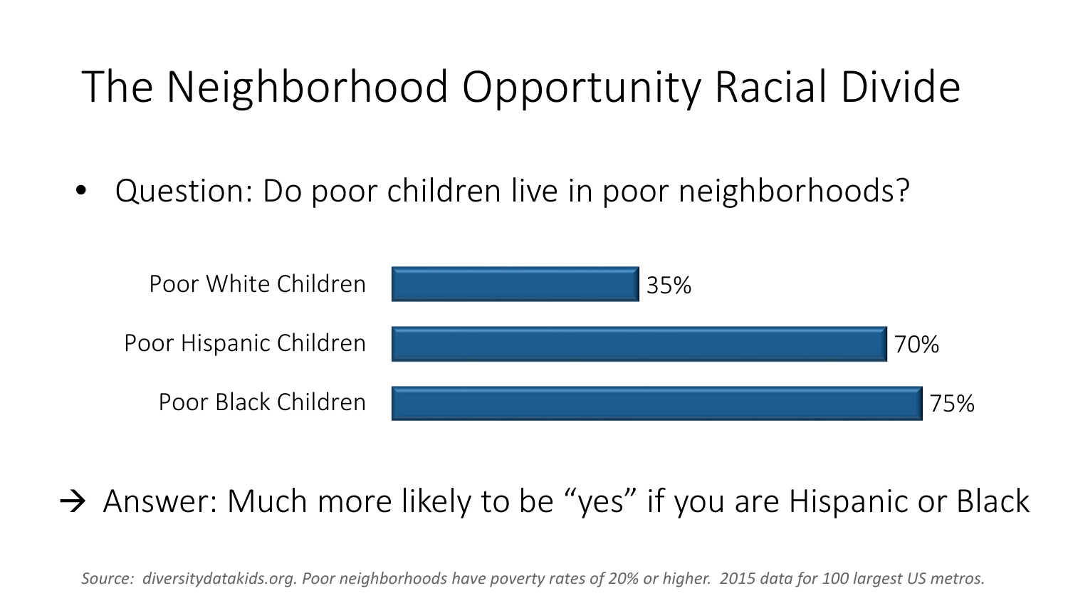# The Neighborhood Opportunity Racial Divide

- Question: Do poor children live in poor neighborhoods?

| Group | Percent |
| --- | --- |
| Poor White Children | 35% |
| Poor Hispanic Children | 70% |
| Poor Black Children | 75% |

→ Answer: Much more likely to be "yes" if you are Hispanic or Black

*Source: diversitydatakids.org. Poor neighborhoods have poverty rates of 20% or higher. 2015 data for 100 largest US metros.*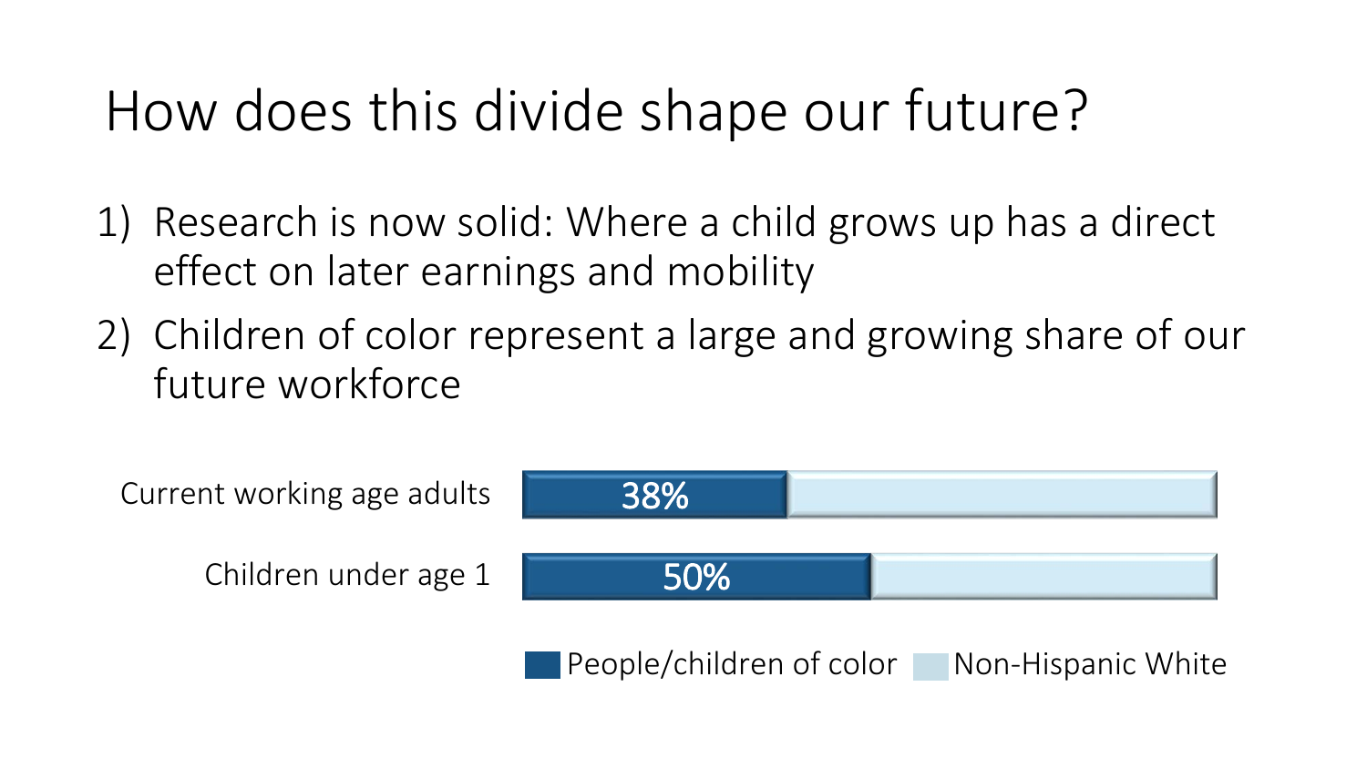# How does this divide shape our future?

1) Research is now solid: Where a child grows up has a direct effect on later earnings and mobility
2) Children of color represent a large and growing share of our future workforce

| | People/children of color | Non-Hispanic White |
| --- | --- | --- |
| Current working age adults | 38% | |
| Children under age 1 | 50% | |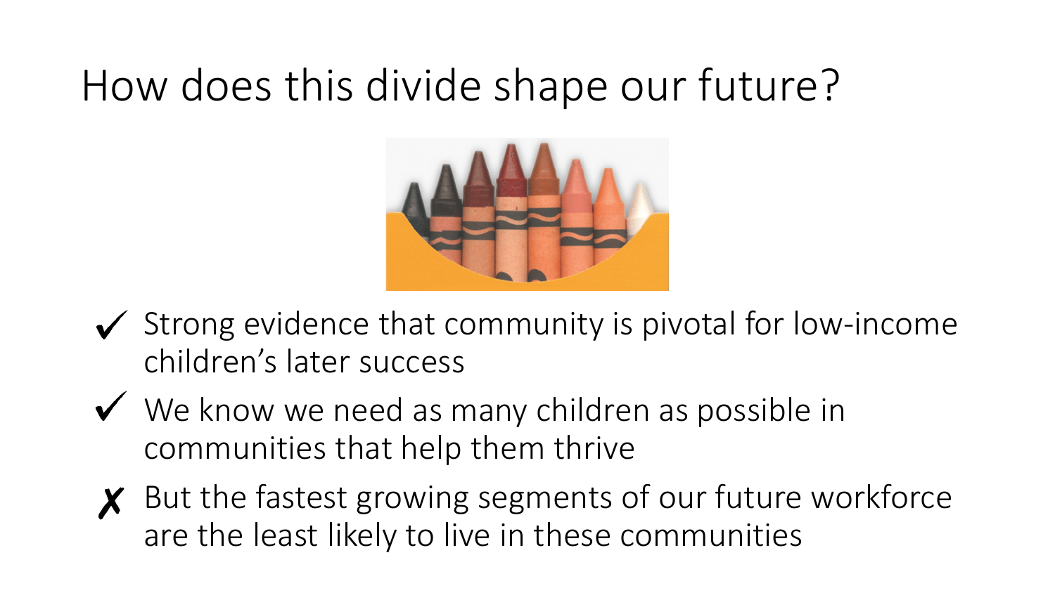# How does this divide shape our future?

- ✓ Strong evidence that community is pivotal for low-income children's later success
- ✓ We know we need as many children as possible in communities that help them thrive
- ✗ But the fastest growing segments of our future workforce are the least likely to live in these communities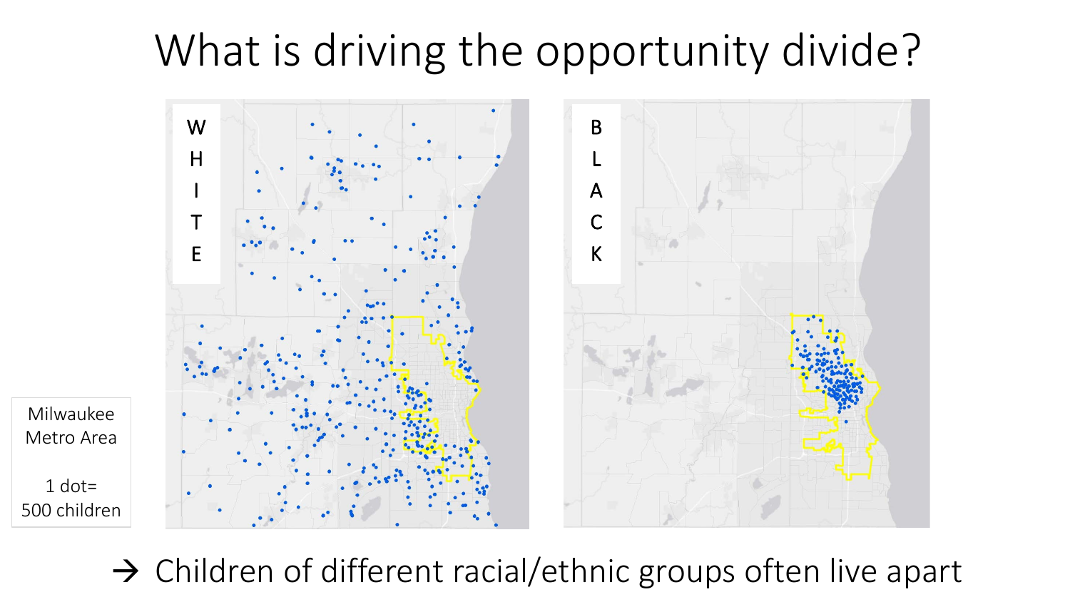# What is driving the opportunity divide?

WHITE

BLACK

Milwaukee Metro Area

1 dot= 500 children

→ Children of different racial/ethnic groups often live apart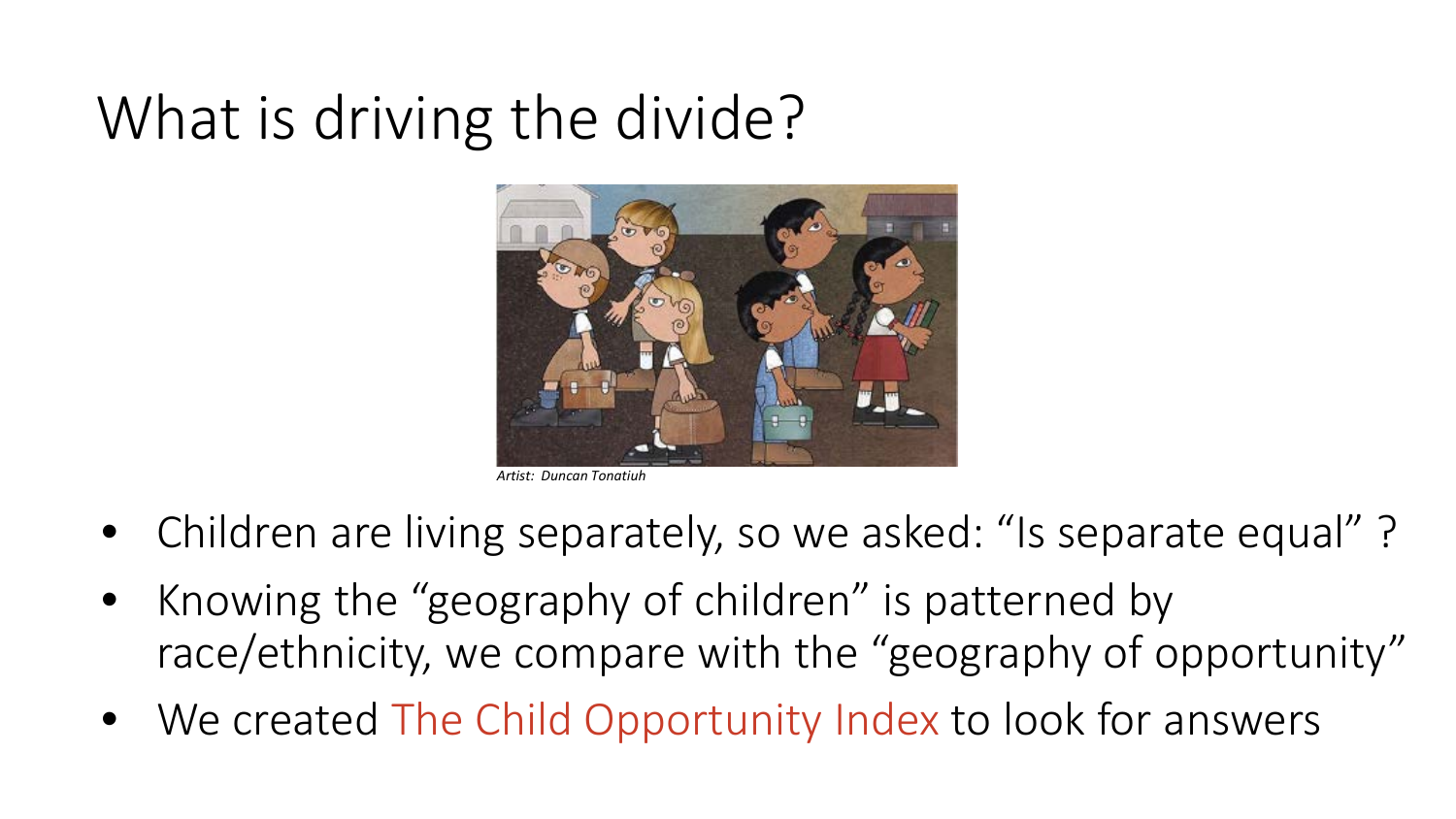# What is driving the divide?

*Artist: Duncan Tonatiuh*

- Children are living separately, so we asked: “Is separate equal” ?
- Knowing the “geography of children” is patterned by race/ethnicity, we compare with the “geography of opportunity”
- We created The Child Opportunity Index to look for answers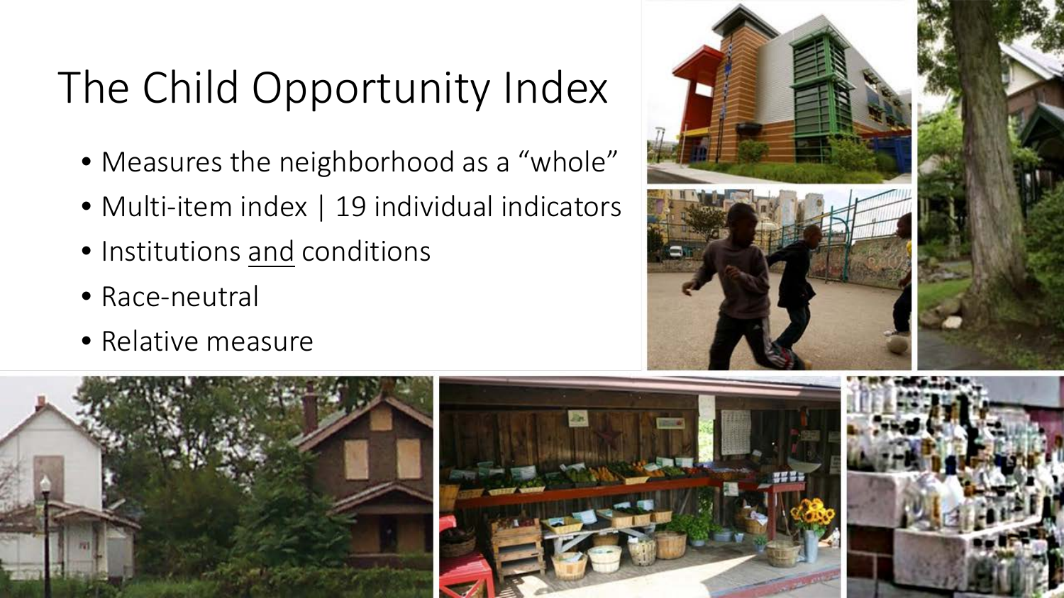# The Child Opportunity Index

- Measures the neighborhood as a "whole"
- Multi-item index | 19 individual indicators
- Institutions <u>and</u> conditions
- Race-neutral
- Relative measure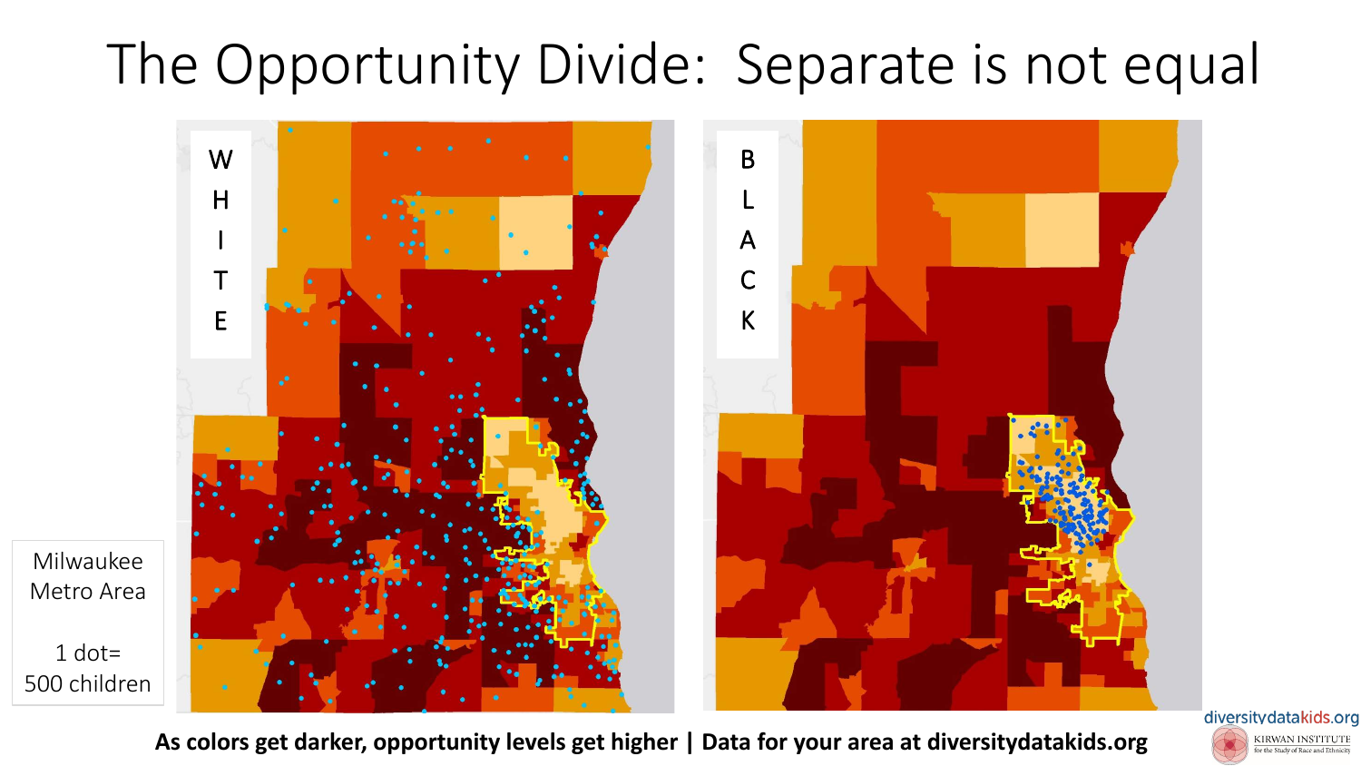# The Opportunity Divide: Separate is not equal

WHITE

BLACK

Milwaukee Metro Area

1 dot= 500 children

**As colors get darker, opportunity levels get higher | Data for your area at diversitydatakids.org**

diversitydatakids.org

KIRWAN INSTITUTE for the Study of Race and Ethnicity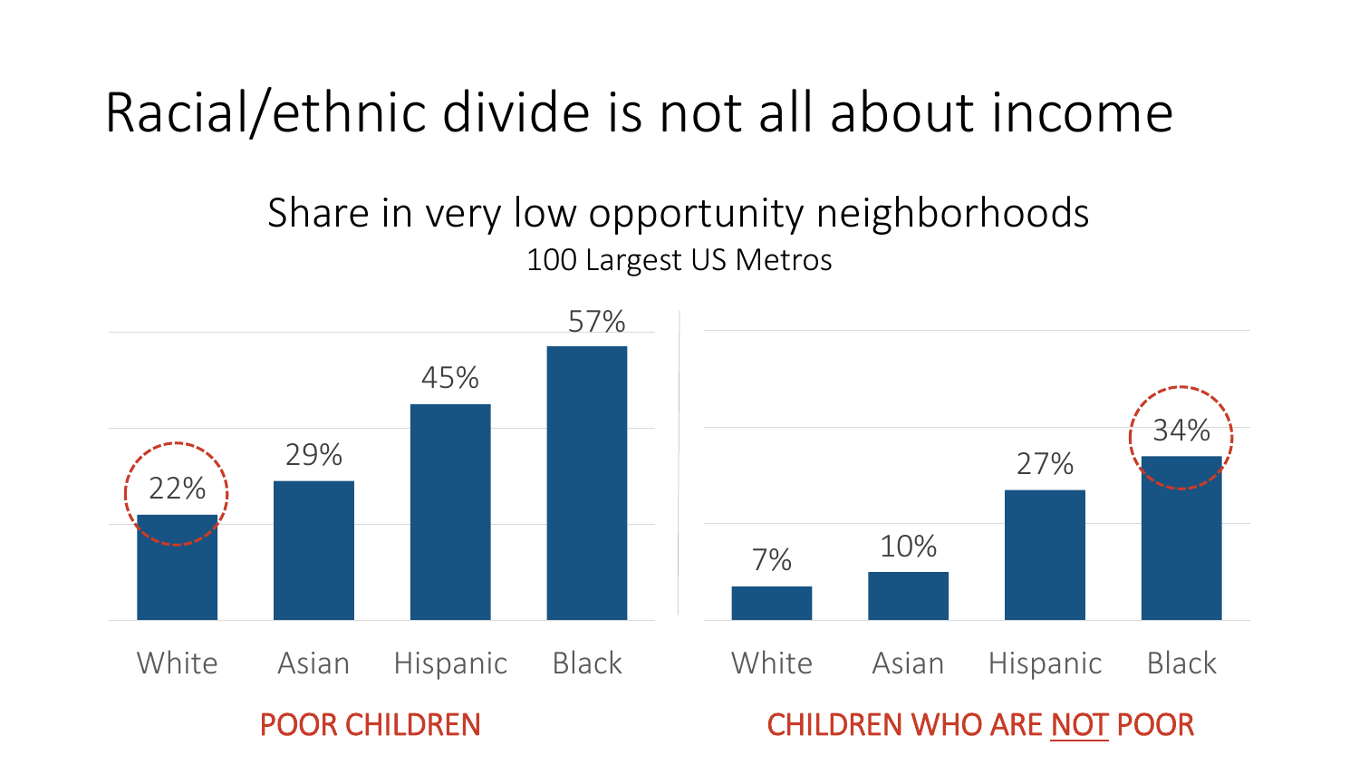# Racial/ethnic divide is not all about income

## Share in very low opportunity neighborhoods

100 Largest US Metros

| | White | Asian | Hispanic | Black |
|---|---|---|---|---|
| POOR CHILDREN | 22% | 29% | 45% | 57% |
| CHILDREN WHO ARE NOT POOR | 7% | 10% | 27% | 34% |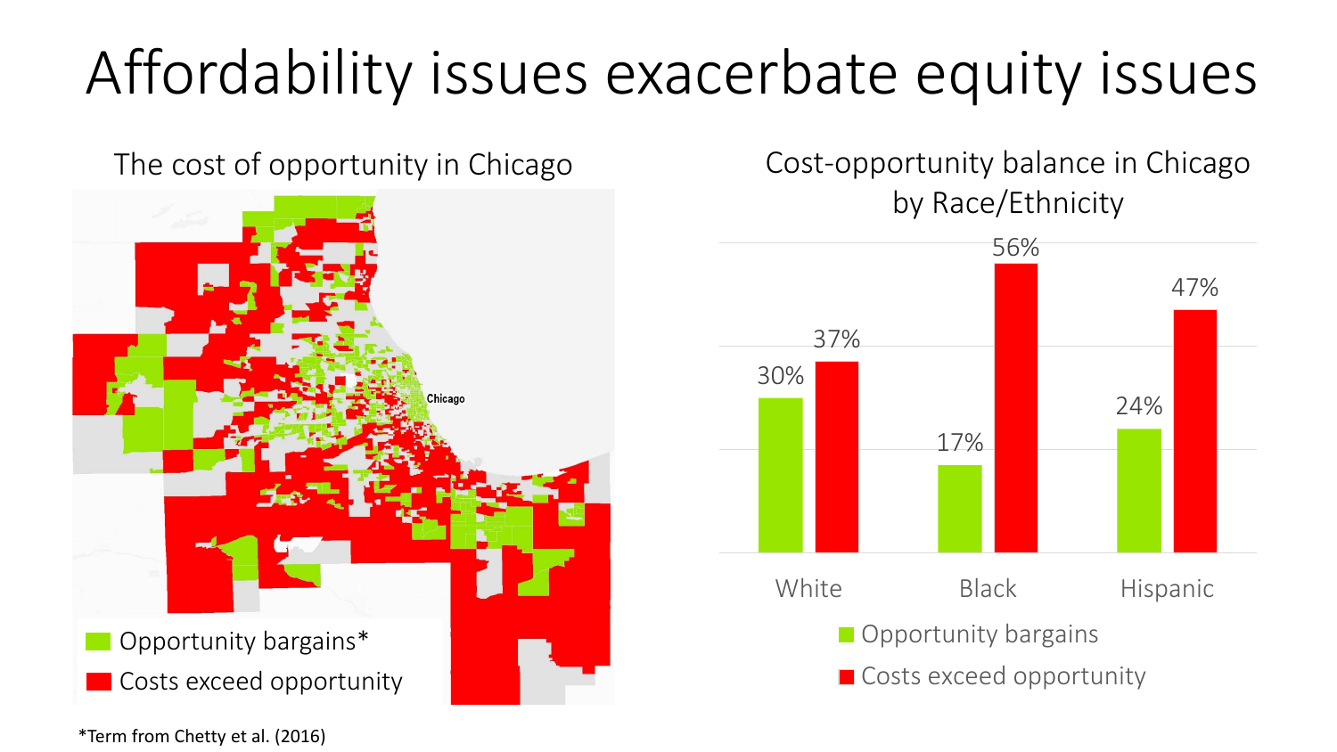# Affordability issues exacerbate equity issues

## The cost of opportunity in Chicago

Chicago

- Opportunity bargains*
- Costs exceed opportunity

## Cost-opportunity balance in Chicago by Race/Ethnicity

| | Opportunity bargains | Costs exceed opportunity |
|---|---|---|
| White | 30% | 37% |
| Black | 17% | 56% |
| Hispanic | 24% | 47% |

*Term from Chetty et al. (2016)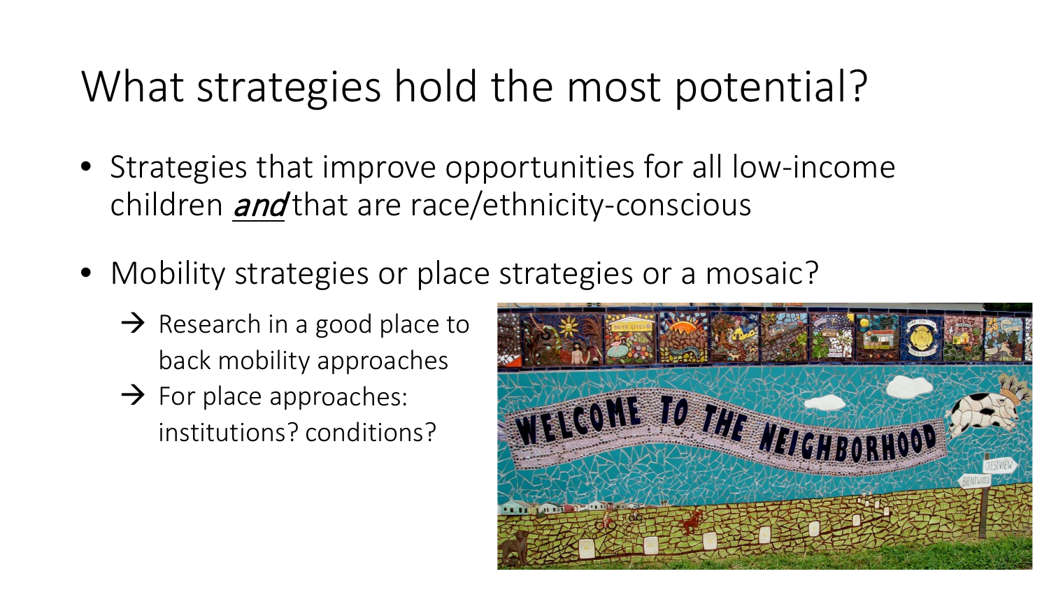# What strategies hold the most potential?

- Strategies that improve opportunities for all low-income children ***and*** that are race/ethnicity-conscious

- Mobility strategies or place strategies or a mosaic?
  - → Research in a good place to back mobility approaches
  - → For place approaches: institutions? conditions?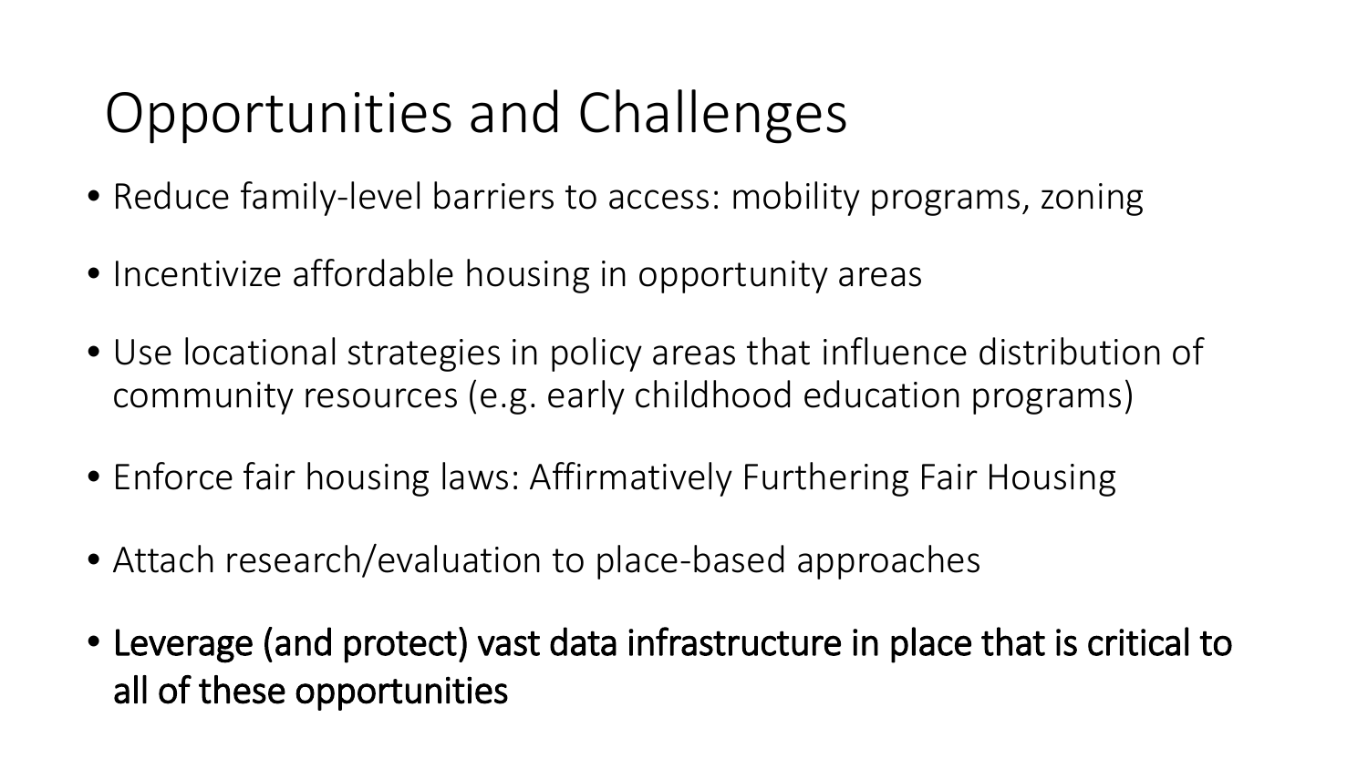# Opportunities and Challenges

- Reduce family-level barriers to access: mobility programs, zoning
- Incentivize affordable housing in opportunity areas
- Use locational strategies in policy areas that influence distribution of community resources (e.g. early childhood education programs)
- Enforce fair housing laws: Affirmatively Furthering Fair Housing
- Attach research/evaluation to place-based approaches
- Leverage (and protect) vast data infrastructure in place that is critical to all of these opportunities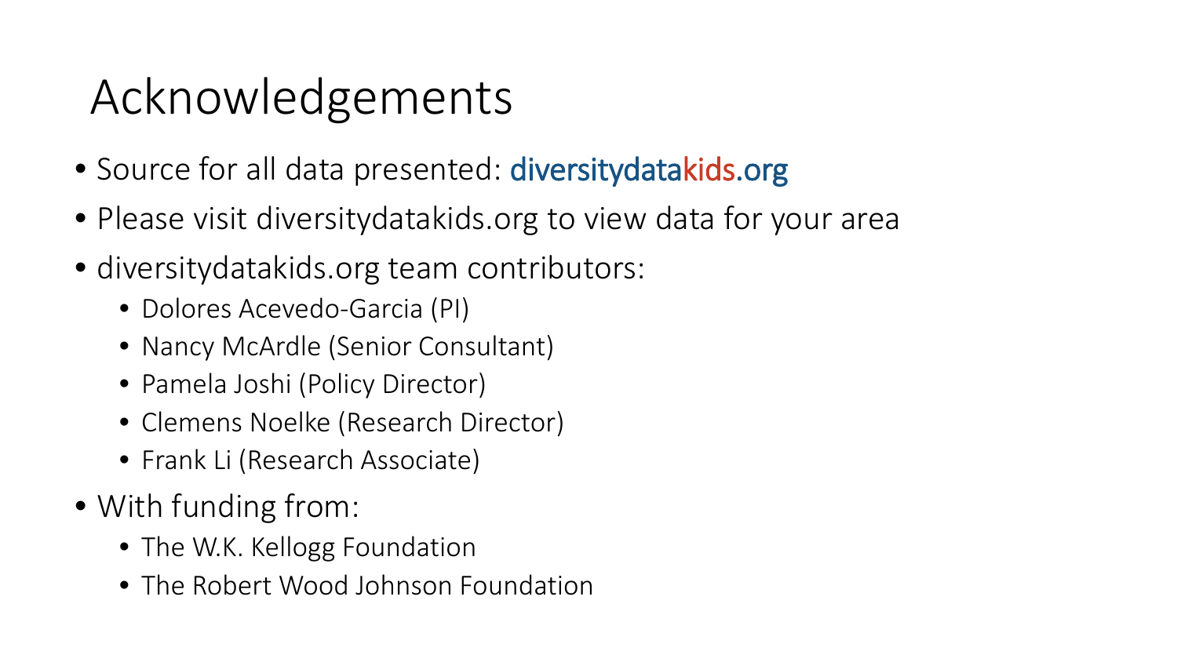# Acknowledgements

- Source for all data presented: diversitydatakids.org
- Please visit diversitydatakids.org to view data for your area
- diversitydatakids.org team contributors:
  - Dolores Acevedo-Garcia (PI)
  - Nancy McArdle (Senior Consultant)
  - Pamela Joshi (Policy Director)
  - Clemens Noelke (Research Director)
  - Frank Li (Research Associate)
- With funding from:
  - The W.K. Kellogg Foundation
  - The Robert Wood Johnson Foundation